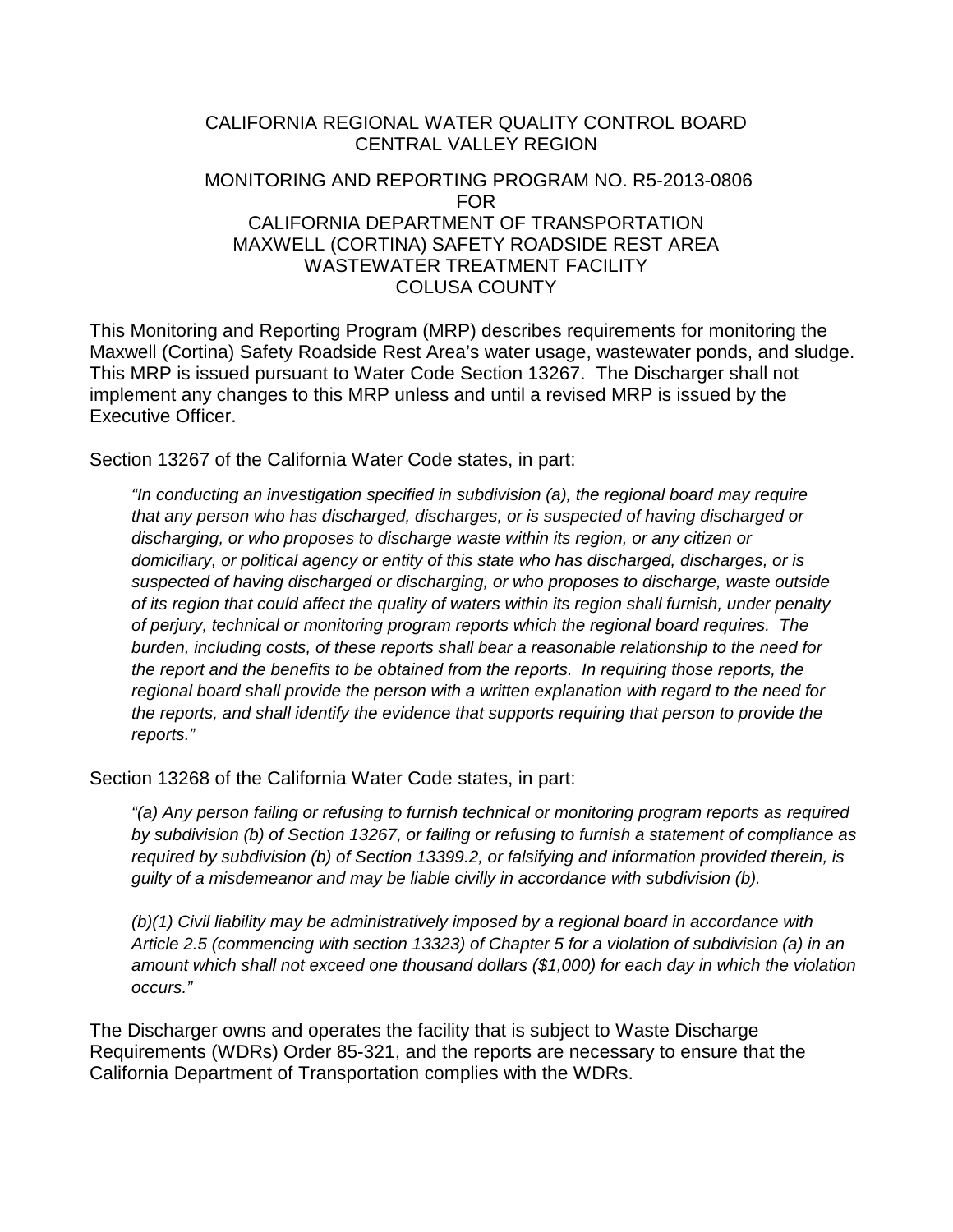# CALIFORNIA REGIONAL WATER QUALITY CONTROL BOARD
# CENTRAL VALLEY REGION

## MONITORING AND REPORTING PROGRAM NO. R5-2013-0806
## FOR
## CALIFORNIA DEPARTMENT OF TRANSPORTATION
## MAXWELL (CORTINA) SAFETY ROADSIDE REST AREA
## WASTEWATER TREATMENT FACILITY
## COLUSA COUNTY

This Monitoring and Reporting Program (MRP) describes requirements for monitoring the Maxwell (Cortina) Safety Roadside Rest Area's water usage, wastewater ponds, and sludge. This MRP is issued pursuant to Water Code Section 13267. The Discharger shall not implement any changes to this MRP unless and until a revised MRP is issued by the Executive Officer.

Section 13267 of the California Water Code states, in part:

> *"In conducting an investigation specified in subdivision (a), the regional board may require that any person who has discharged, discharges, or is suspected of having discharged or discharging, or who proposes to discharge waste within its region, or any citizen or domiciliary, or political agency or entity of this state who has discharged, discharges, or is suspected of having discharged or discharging, or who proposes to discharge, waste outside of its region that could affect the quality of waters within its region shall furnish, under penalty of perjury, technical or monitoring program reports which the regional board requires. The burden, including costs, of these reports shall bear a reasonable relationship to the need for the report and the benefits to be obtained from the reports. In requiring those reports, the regional board shall provide the person with a written explanation with regard to the need for the reports, and shall identify the evidence that supports requiring that person to provide the reports."*

Section 13268 of the California Water Code states, in part:

> *"(a) Any person failing or refusing to furnish technical or monitoring program reports as required by subdivision (b) of Section 13267, or failing or refusing to furnish a statement of compliance as required by subdivision (b) of Section 13399.2, or falsifying and information provided therein, is guilty of a misdemeanor and may be liable civilly in accordance with subdivision (b).*
>
> *(b)(1) Civil liability may be administratively imposed by a regional board in accordance with Article 2.5 (commencing with section 13323) of Chapter 5 for a violation of subdivision (a) in an amount which shall not exceed one thousand dollars ($1,000) for each day in which the violation occurs."*

The Discharger owns and operates the facility that is subject to Waste Discharge Requirements (WDRs) Order 85-321, and the reports are necessary to ensure that the California Department of Transportation complies with the WDRs.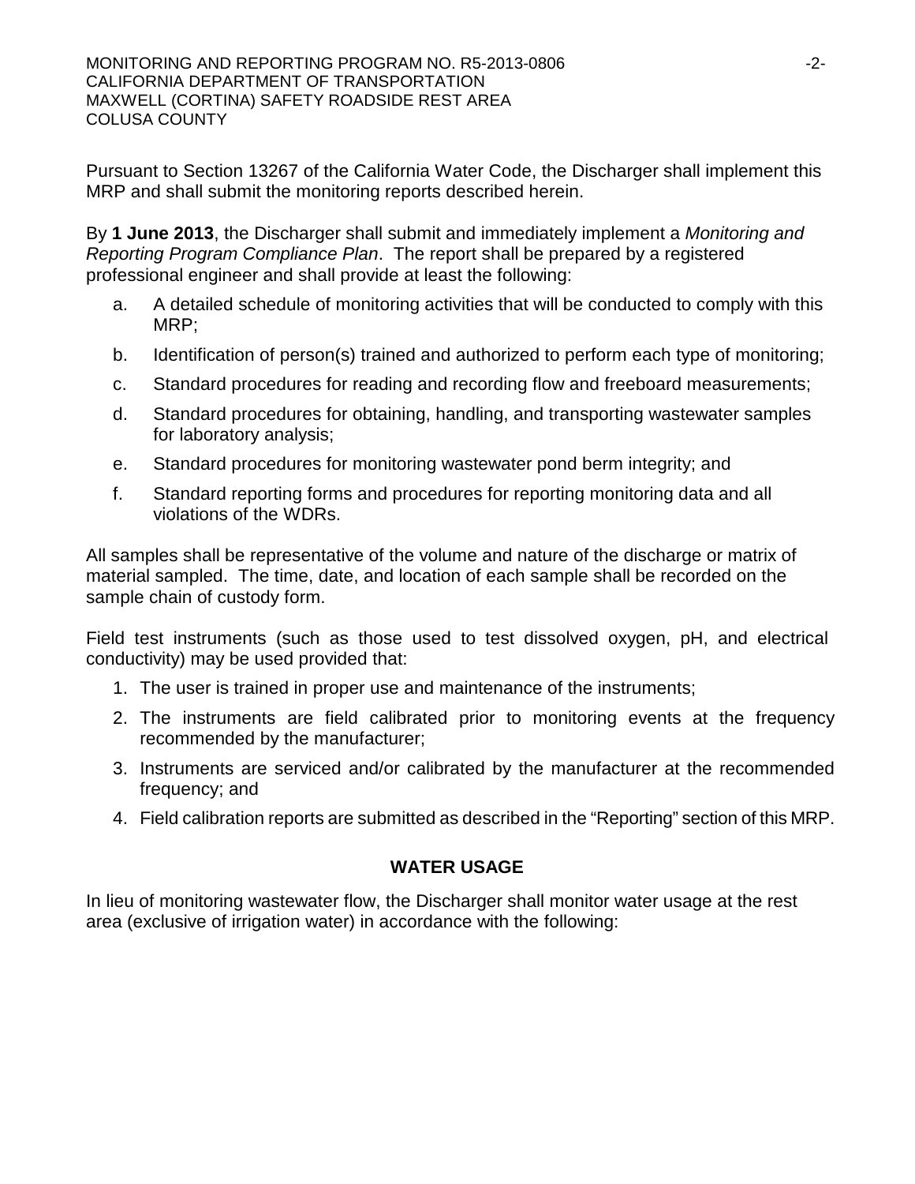Pursuant to Section 13267 of the California Water Code, the Discharger shall implement this MRP and shall submit the monitoring reports described herein.

By **1 June 2013**, the Discharger shall submit and immediately implement a *Monitoring and Reporting Program Compliance Plan*. The report shall be prepared by a registered professional engineer and shall provide at least the following:

a. A detailed schedule of monitoring activities that will be conducted to comply with this MRP;

b. Identification of person(s) trained and authorized to perform each type of monitoring;

c. Standard procedures for reading and recording flow and freeboard measurements;

d. Standard procedures for obtaining, handling, and transporting wastewater samples for laboratory analysis;

e. Standard procedures for monitoring wastewater pond berm integrity; and

f. Standard reporting forms and procedures for reporting monitoring data and all violations of the WDRs.

All samples shall be representative of the volume and nature of the discharge or matrix of material sampled. The time, date, and location of each sample shall be recorded on the sample chain of custody form.

Field test instruments (such as those used to test dissolved oxygen, pH, and electrical conductivity) may be used provided that:

1. The user is trained in proper use and maintenance of the instruments;
2. The instruments are field calibrated prior to monitoring events at the frequency recommended by the manufacturer;
3. Instruments are serviced and/or calibrated by the manufacturer at the recommended frequency; and
4. Field calibration reports are submitted as described in the "Reporting" section of this MRP.

## WATER USAGE

In lieu of monitoring wastewater flow, the Discharger shall monitor water usage at the rest area (exclusive of irrigation water) in accordance with the following: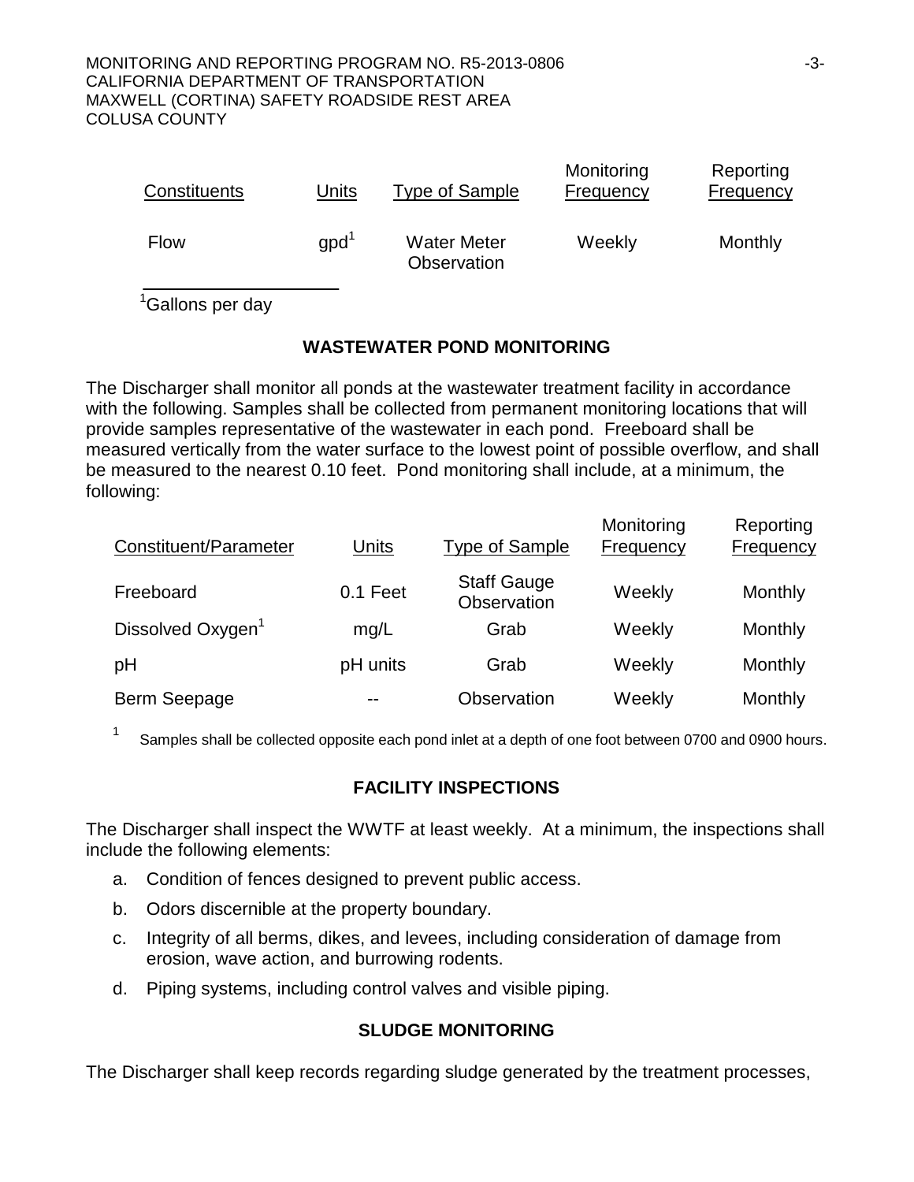| Constituents | Units | Type of Sample | Monitoring Frequency | Reporting Frequency |
| --- | --- | --- | --- | --- |
| Flow | gpd[1] | Water Meter Observation | Weekly | Monthly |

[1]Gallons per day

## WASTEWATER POND MONITORING

The Discharger shall monitor all ponds at the wastewater treatment facility in accordance with the following. Samples shall be collected from permanent monitoring locations that will provide samples representative of the wastewater in each pond. Freeboard shall be measured vertically from the water surface to the lowest point of possible overflow, and shall be measured to the nearest 0.10 feet. Pond monitoring shall include, at a minimum, the following:

| Constituent/Parameter | Units | Type of Sample | Monitoring Frequency | Reporting Frequency |
| --- | --- | --- | --- | --- |
| Freeboard | 0.1 Feet | Staff Gauge Observation | Weekly | Monthly |
| Dissolved Oxygen[1] | mg/L | Grab | Weekly | Monthly |
| pH | pH units | Grab | Weekly | Monthly |
| Berm Seepage | -- | Observation | Weekly | Monthly |

[1] Samples shall be collected opposite each pond inlet at a depth of one foot between 0700 and 0900 hours.

## FACILITY INSPECTIONS

The Discharger shall inspect the WWTF at least weekly. At a minimum, the inspections shall include the following elements:

a. Condition of fences designed to prevent public access.

b. Odors discernible at the property boundary.

c. Integrity of all berms, dikes, and levees, including consideration of damage from erosion, wave action, and burrowing rodents.

d. Piping systems, including control valves and visible piping.

## SLUDGE MONITORING

The Discharger shall keep records regarding sludge generated by the treatment processes,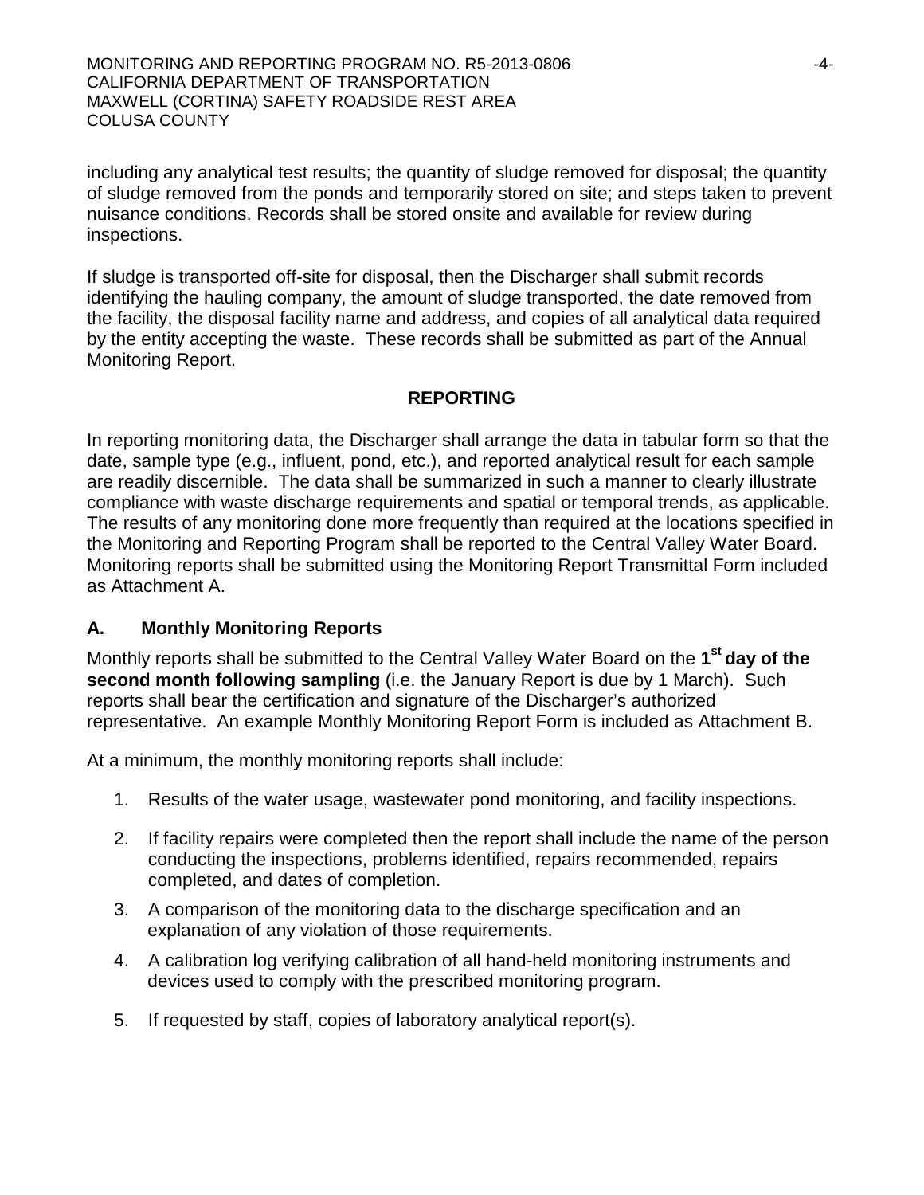including any analytical test results; the quantity of sludge removed for disposal; the quantity of sludge removed from the ponds and temporarily stored on site; and steps taken to prevent nuisance conditions. Records shall be stored onsite and available for review during inspections.

If sludge is transported off-site for disposal, then the Discharger shall submit records identifying the hauling company, the amount of sludge transported, the date removed from the facility, the disposal facility name and address, and copies of all analytical data required by the entity accepting the waste. These records shall be submitted as part of the Annual Monitoring Report.

## REPORTING

In reporting monitoring data, the Discharger shall arrange the data in tabular form so that the date, sample type (e.g., influent, pond, etc.), and reported analytical result for each sample are readily discernible. The data shall be summarized in such a manner to clearly illustrate compliance with waste discharge requirements and spatial or temporal trends, as applicable. The results of any monitoring done more frequently than required at the locations specified in the Monitoring and Reporting Program shall be reported to the Central Valley Water Board. Monitoring reports shall be submitted using the Monitoring Report Transmittal Form included as Attachment A.

### A. Monthly Monitoring Reports

Monthly reports shall be submitted to the Central Valley Water Board on the **1st day of the second month following sampling** (i.e. the January Report is due by 1 March). Such reports shall bear the certification and signature of the Discharger's authorized representative. An example Monthly Monitoring Report Form is included as Attachment B.

At a minimum, the monthly monitoring reports shall include:

1. Results of the water usage, wastewater pond monitoring, and facility inspections.
2. If facility repairs were completed then the report shall include the name of the person conducting the inspections, problems identified, repairs recommended, repairs completed, and dates of completion.
3. A comparison of the monitoring data to the discharge specification and an explanation of any violation of those requirements.
4. A calibration log verifying calibration of all hand-held monitoring instruments and devices used to comply with the prescribed monitoring program.
5. If requested by staff, copies of laboratory analytical report(s).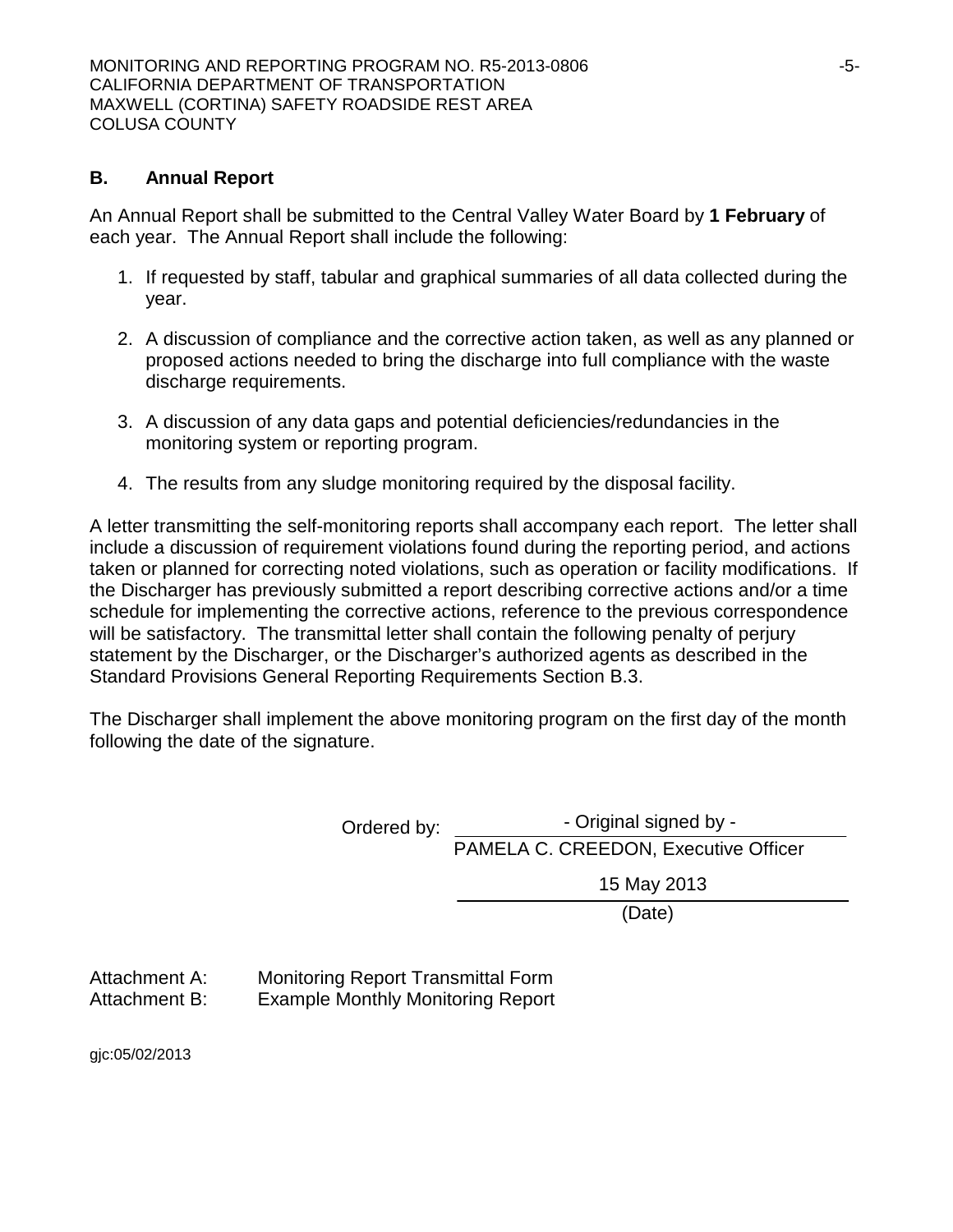## B. Annual Report

An Annual Report shall be submitted to the Central Valley Water Board by **1 February** of each year. The Annual Report shall include the following:

1. If requested by staff, tabular and graphical summaries of all data collected during the year.
2. A discussion of compliance and the corrective action taken, as well as any planned or proposed actions needed to bring the discharge into full compliance with the waste discharge requirements.
3. A discussion of any data gaps and potential deficiencies/redundancies in the monitoring system or reporting program.
4. The results from any sludge monitoring required by the disposal facility.

A letter transmitting the self-monitoring reports shall accompany each report. The letter shall include a discussion of requirement violations found during the reporting period, and actions taken or planned for correcting noted violations, such as operation or facility modifications. If the Discharger has previously submitted a report describing corrective actions and/or a time schedule for implementing the corrective actions, reference to the previous correspondence will be satisfactory. The transmittal letter shall contain the following penalty of perjury statement by the Discharger, or the Discharger's authorized agents as described in the Standard Provisions General Reporting Requirements Section B.3.

The Discharger shall implement the above monitoring program on the first day of the month following the date of the signature.

Ordered by: - Original signed by -
PAMELA C. CREEDON, Executive Officer

15 May 2013
(Date)

Attachment A: Monitoring Report Transmittal Form
Attachment B: Example Monthly Monitoring Report

gjc:05/02/2013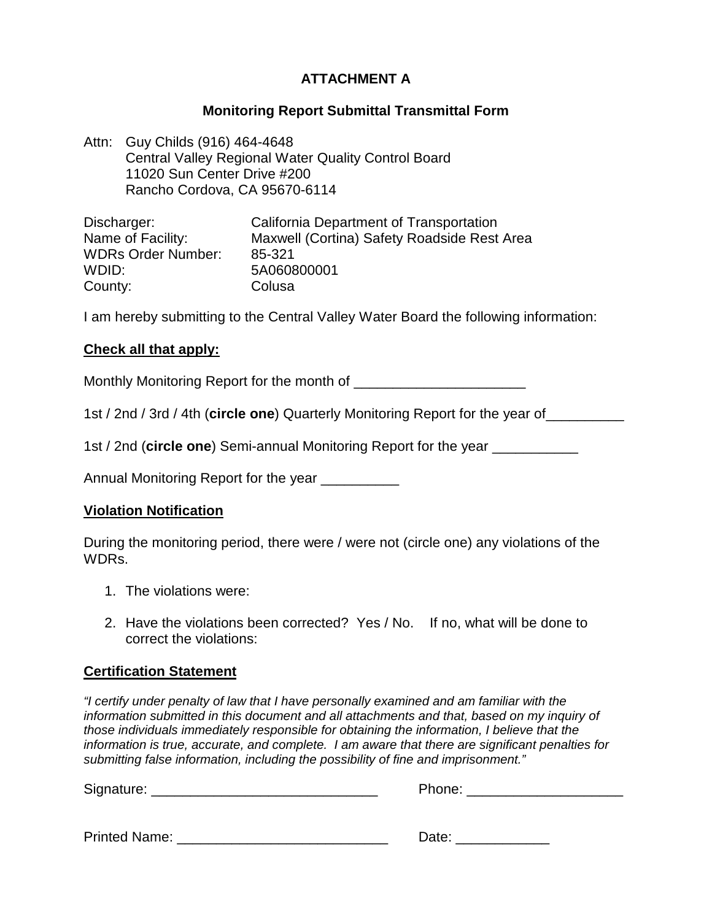# ATTACHMENT A

## Monitoring Report Submittal Transmittal Form

Attn: Guy Childs (916) 464-4648
Central Valley Regional Water Quality Control Board
11020 Sun Center Drive #200
Rancho Cordova, CA 95670-6114

| | |
|---|---|
| Discharger: | California Department of Transportation |
| Name of Facility: | Maxwell (Cortina) Safety Roadside Rest Area |
| WDRs Order Number: | 85-321 |
| WDID: | 5A060800001 |
| County: | Colusa |

I am hereby submitting to the Central Valley Water Board the following information:

**Check all that apply:**

Monthly Monitoring Report for the month of ______________________

1st / 2nd / 3rd / 4th (**circle one**) Quarterly Monitoring Report for the year of__________

1st / 2nd (**circle one**) Semi-annual Monitoring Report for the year ___________

Annual Monitoring Report for the year __________

**Violation Notification**

During the monitoring period, there were / were not (circle one) any violations of the WDRs.

1. The violations were:
2. Have the violations been corrected? Yes / No. If no, what will be done to correct the violations:

**Certification Statement**

*"I certify under penalty of law that I have personally examined and am familiar with the information submitted in this document and all attachments and that, based on my inquiry of those individuals immediately responsible for obtaining the information, I believe that the information is true, accurate, and complete. I am aware that there are significant penalties for submitting false information, including the possibility of fine and imprisonment."*

Signature: ______________________________ Phone: ____________________

Printed Name: ___________________________ Date: ____________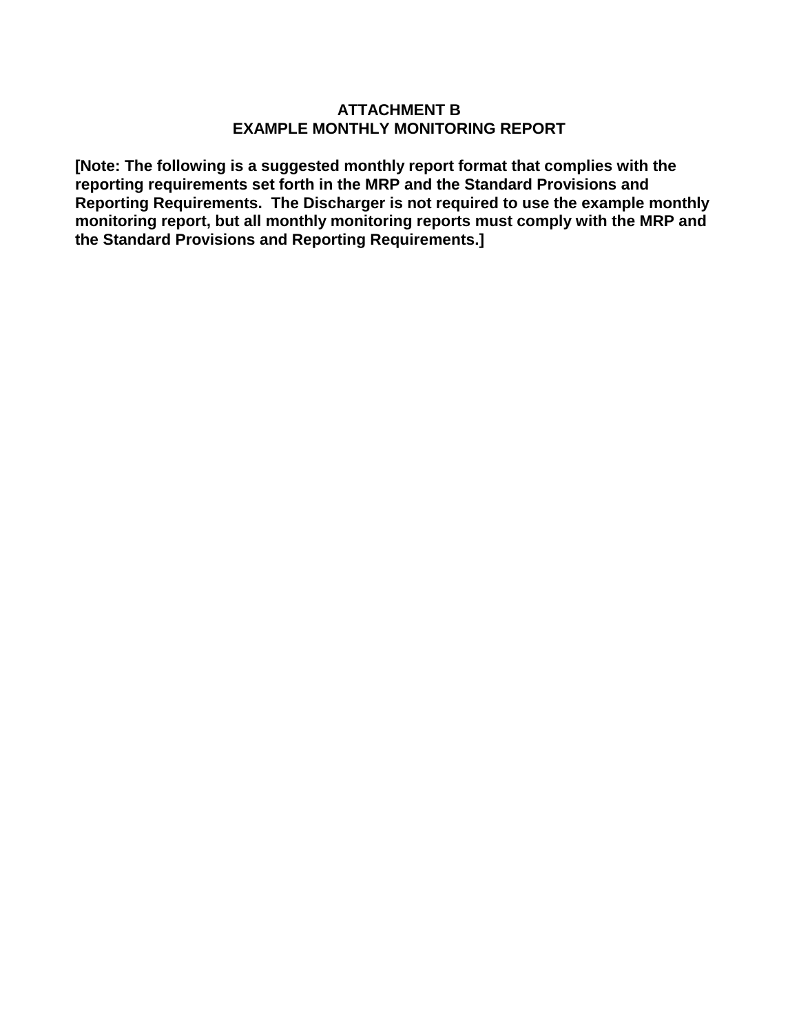# ATTACHMENT B
# EXAMPLE MONTHLY MONITORING REPORT

**[Note: The following is a suggested monthly report format that complies with the reporting requirements set forth in the MRP and the Standard Provisions and Reporting Requirements. The Discharger is not required to use the example monthly monitoring report, but all monthly monitoring reports must comply with the MRP and the Standard Provisions and Reporting Requirements.]**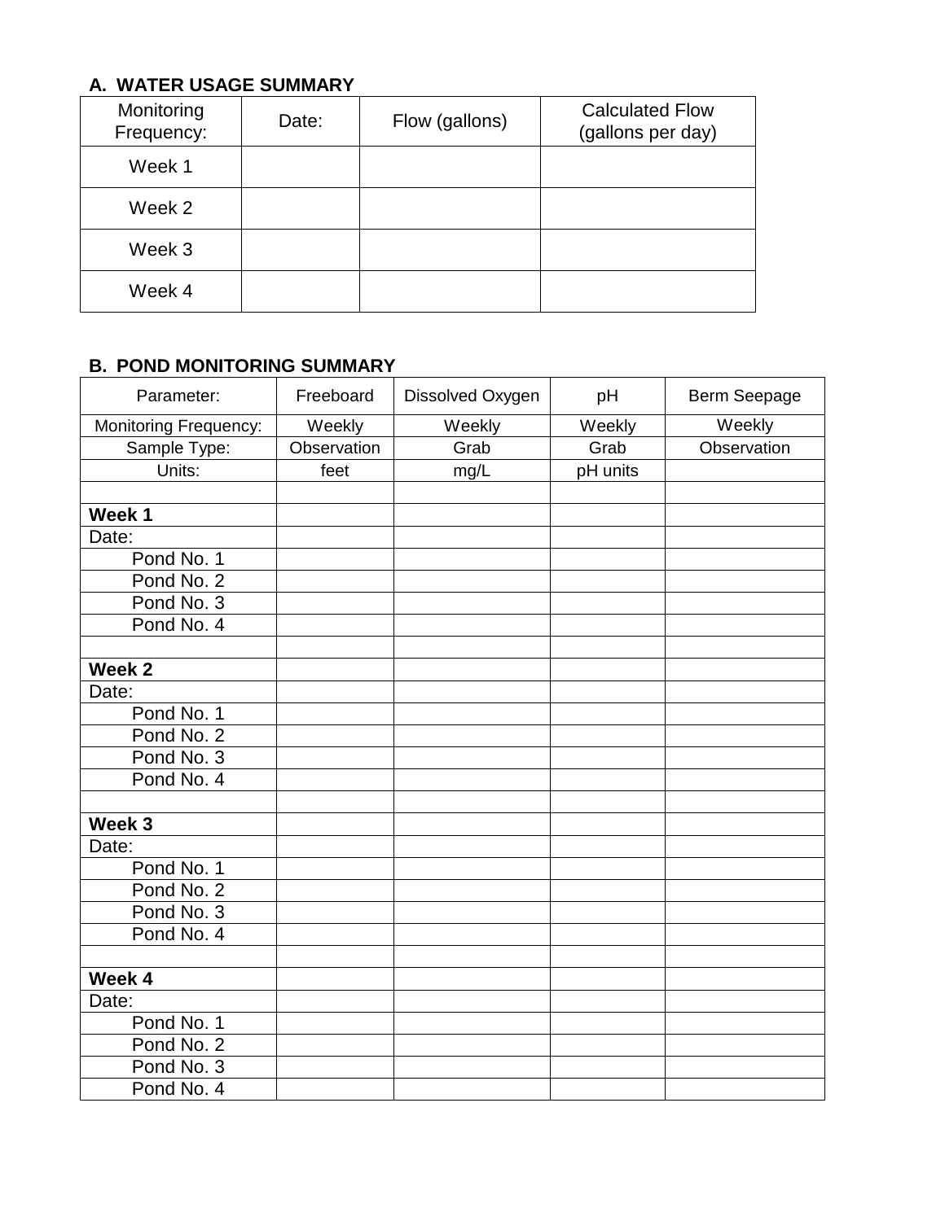### A. WATER USAGE SUMMARY

| Monitoring Frequency: | Date: | Flow (gallons) | Calculated Flow (gallons per day) |
|---|---|---|---|
| Week 1 | | | |
| Week 2 | | | |
| Week 3 | | | |
| Week 4 | | | |

### B. POND MONITORING SUMMARY

| Parameter: | Freeboard | Dissolved Oxygen | pH | Berm Seepage |
|---|---|---|---|---|
| Monitoring Frequency: | Weekly | Weekly | Weekly | Weekly |
| Sample Type: | Observation | Grab | Grab | Observation |
| Units: | feet | mg/L | pH units | |
| | | | | |
| **Week 1** | | | | |
| Date: | | | | |
| Pond No. 1 | | | | |
| Pond No. 2 | | | | |
| Pond No. 3 | | | | |
| Pond No. 4 | | | | |
| | | | | |
| **Week 2** | | | | |
| Date: | | | | |
| Pond No. 1 | | | | |
| Pond No. 2 | | | | |
| Pond No. 3 | | | | |
| Pond No. 4 | | | | |
| | | | | |
| **Week 3** | | | | |
| Date: | | | | |
| Pond No. 1 | | | | |
| Pond No. 2 | | | | |
| Pond No. 3 | | | | |
| Pond No. 4 | | | | |
| | | | | |
| **Week 4** | | | | |
| Date: | | | | |
| Pond No. 1 | | | | |
| Pond No. 2 | | | | |
| Pond No. 3 | | | | |
| Pond No. 4 | | | | |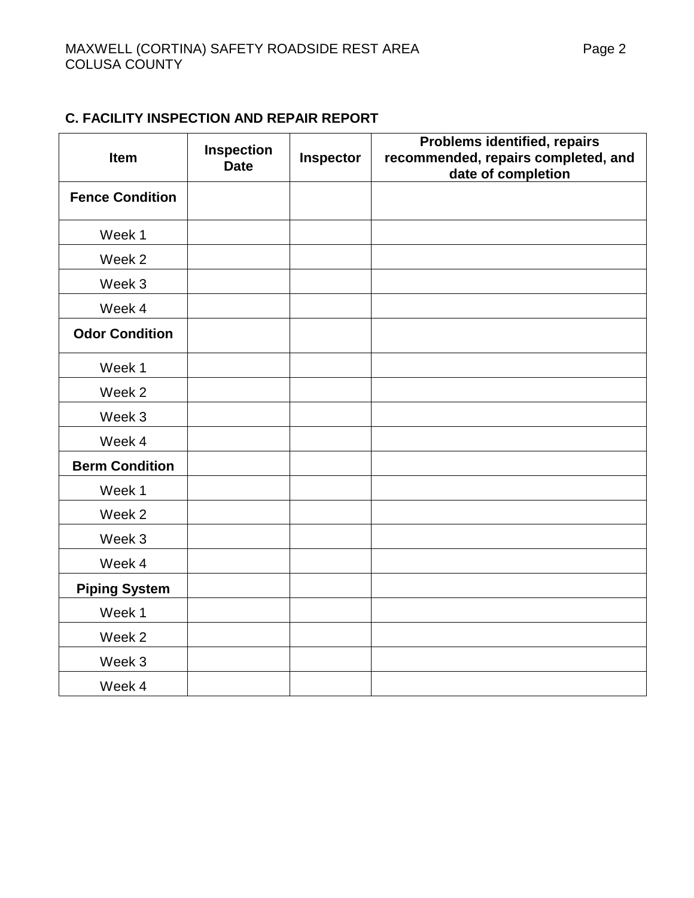## C. FACILITY INSPECTION AND REPAIR REPORT

| Item | Inspection Date | Inspector | Problems identified, repairs recommended, repairs completed, and date of completion |
|---|---|---|---|
| **Fence Condition** | | | |
| Week 1 | | | |
| Week 2 | | | |
| Week 3 | | | |
| Week 4 | | | |
| **Odor Condition** | | | |
| Week 1 | | | |
| Week 2 | | | |
| Week 3 | | | |
| Week 4 | | | |
| **Berm Condition** | | | |
| Week 1 | | | |
| Week 2 | | | |
| Week 3 | | | |
| Week 4 | | | |
| **Piping System** | | | |
| Week 1 | | | |
| Week 2 | | | |
| Week 3 | | | |
| Week 4 | | | |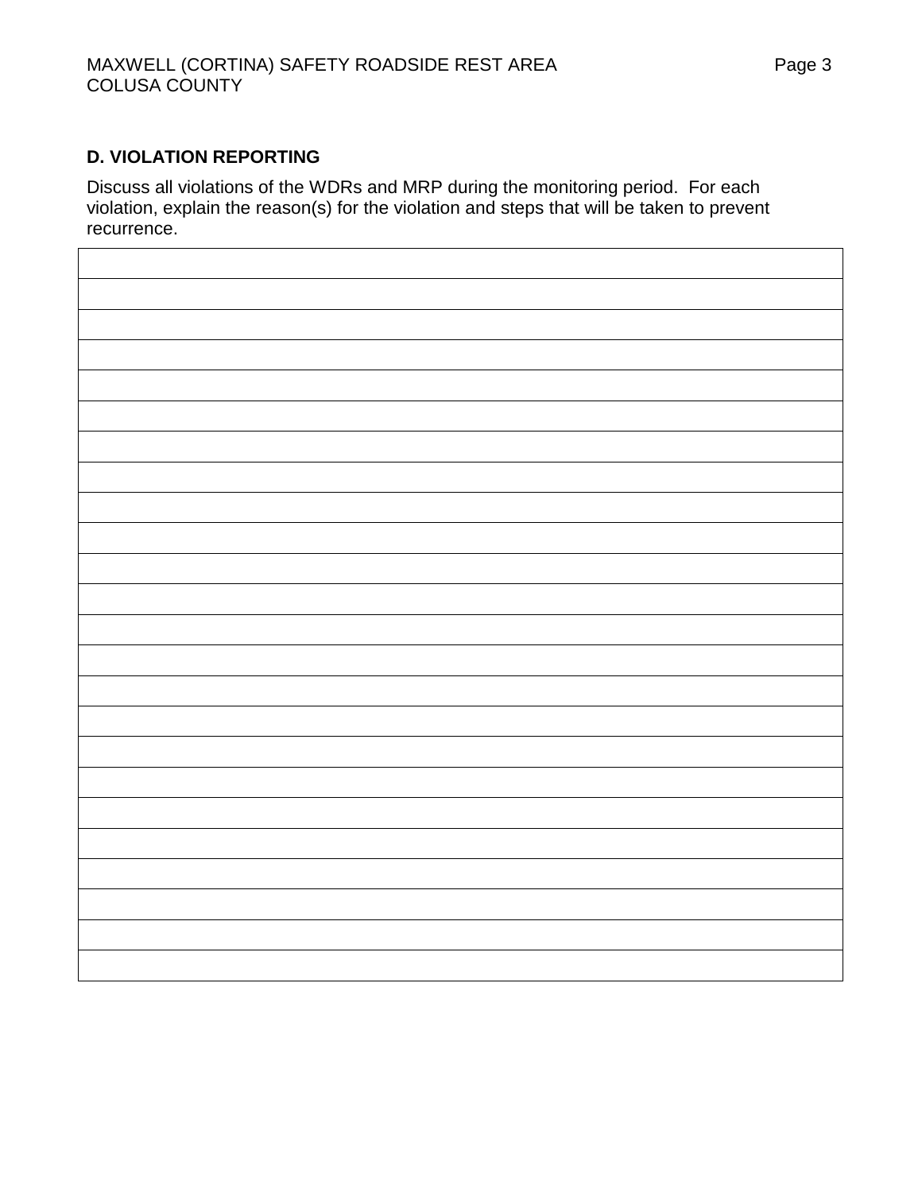## D. VIOLATION REPORTING

Discuss all violations of the WDRs and MRP during the monitoring period. For each violation, explain the reason(s) for the violation and steps that will be taken to prevent recurrence.

| |
|---|
| |
| |
| |
| |
| |
| |
| |
| |
| |
| |
| |
| |
| |
| |
| |
| |
| |
| |
| |
| |
| |
| |
| |